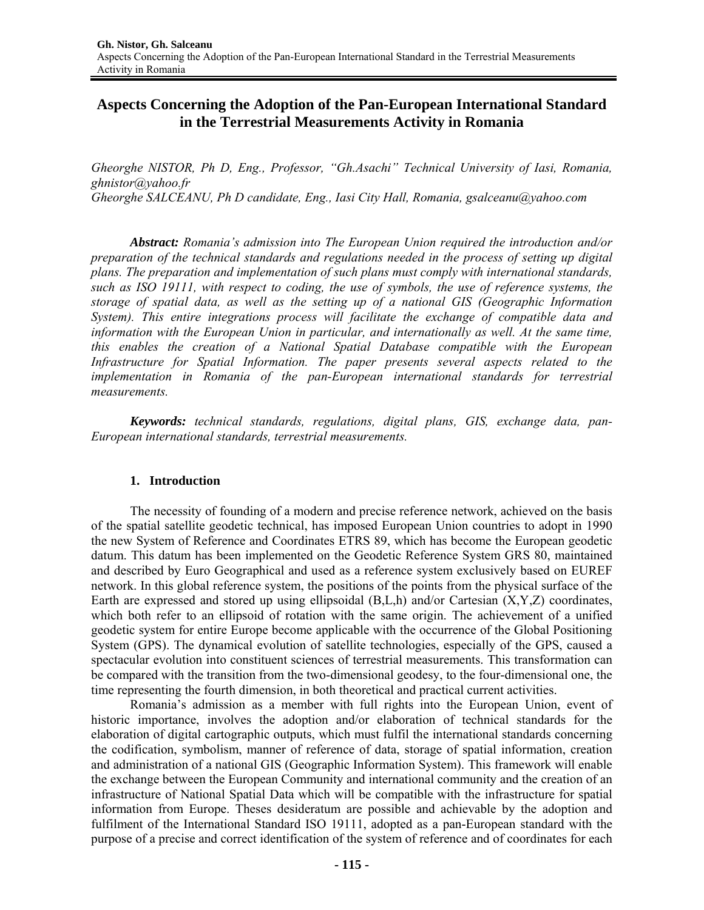# Aspects Concerning the Adoption of the Pan-European International Standard in the Terrestrial Measurements Activity in Romania

*Gheorghe NISTOR, Ph D, Eng., Professor, "Gh.Asachi" Technical University of Iasi, Romania, ghnistor@yahoo.fr*
*Gheorghe SALCEANU, Ph D candidate, Eng., Iasi City Hall, Romania, gsalceanu@yahoo.com*

***Abstract:*** *Romania's admission into The European Union required the introduction and/or preparation of the technical standards and regulations needed in the process of setting up digital plans. The preparation and implementation of such plans must comply with international standards, such as ISO 19111, with respect to coding, the use of symbols, the use of reference systems, the storage of spatial data, as well as the setting up of a national GIS (Geographic Information System). This entire integrations process will facilitate the exchange of compatible data and information with the European Union in particular, and internationally as well. At the same time, this enables the creation of a National Spatial Database compatible with the European Infrastructure for Spatial Information. The paper presents several aspects related to the implementation in Romania of the pan-European international standards for terrestrial measurements.*

***Keywords:*** *technical standards, regulations, digital plans, GIS, exchange data, pan-European international standards, terrestrial measurements.*

## 1. Introduction

The necessity of founding of a modern and precise reference network, achieved on the basis of the spatial satellite geodetic technical, has imposed European Union countries to adopt in 1990 the new System of Reference and Coordinates ETRS 89, which has become the European geodetic datum. This datum has been implemented on the Geodetic Reference System GRS 80, maintained and described by Euro Geographical and used as a reference system exclusively based on EUREF network. In this global reference system, the positions of the points from the physical surface of the Earth are expressed and stored up using ellipsoidal (B,L,h) and/or Cartesian (X,Y,Z) coordinates, which both refer to an ellipsoid of rotation with the same origin. The achievement of a unified geodetic system for entire Europe become applicable with the occurrence of the Global Positioning System (GPS). The dynamical evolution of satellite technologies, especially of the GPS, caused a spectacular evolution into constituent sciences of terrestrial measurements. This transformation can be compared with the transition from the two-dimensional geodesy, to the four-dimensional one, the time representing the fourth dimension, in both theoretical and practical current activities.

Romania's admission as a member with full rights into the European Union, event of historic importance, involves the adoption and/or elaboration of technical standards for the elaboration of digital cartographic outputs, which must fulfil the international standards concerning the codification, symbolism, manner of reference of data, storage of spatial information, creation and administration of a national GIS (Geographic Information System). This framework will enable the exchange between the European Community and international community and the creation of an infrastructure of National Spatial Data which will be compatible with the infrastructure for spatial information from Europe. Theses desideratum are possible and achievable by the adoption and fulfilment of the International Standard ISO 19111, adopted as a pan-European standard with the purpose of a precise and correct identification of the system of reference and of coordinates for each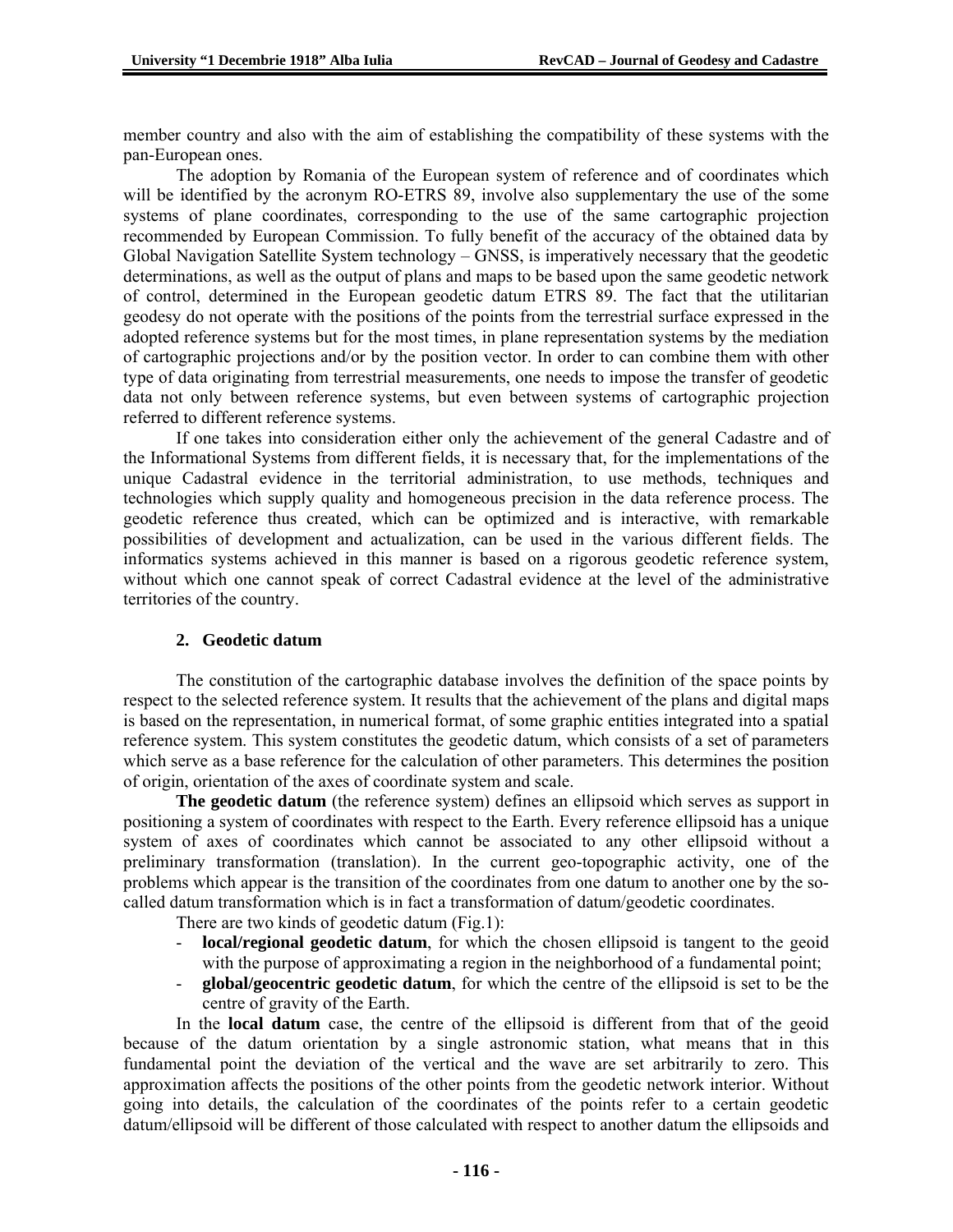member country and also with the aim of establishing the compatibility of these systems with the pan-European ones.

The adoption by Romania of the European system of reference and of coordinates which will be identified by the acronym RO-ETRS 89, involve also supplementary the use of the some systems of plane coordinates, corresponding to the use of the same cartographic projection recommended by European Commission. To fully benefit of the accuracy of the obtained data by Global Navigation Satellite System technology – GNSS, is imperatively necessary that the geodetic determinations, as well as the output of plans and maps to be based upon the same geodetic network of control, determined in the European geodetic datum ETRS 89. The fact that the utilitarian geodesy do not operate with the positions of the points from the terrestrial surface expressed in the adopted reference systems but for the most times, in plane representation systems by the mediation of cartographic projections and/or by the position vector. In order to can combine them with other type of data originating from terrestrial measurements, one needs to impose the transfer of geodetic data not only between reference systems, but even between systems of cartographic projection referred to different reference systems.

If one takes into consideration either only the achievement of the general Cadastre and of the Informational Systems from different fields, it is necessary that, for the implementations of the unique Cadastral evidence in the territorial administration, to use methods, techniques and technologies which supply quality and homogeneous precision in the data reference process. The geodetic reference thus created, which can be optimized and is interactive, with remarkable possibilities of development and actualization, can be used in the various different fields. The informatics systems achieved in this manner is based on a rigorous geodetic reference system, without which one cannot speak of correct Cadastral evidence at the level of the administrative territories of the country.

## 2. Geodetic datum

The constitution of the cartographic database involves the definition of the space points by respect to the selected reference system. It results that the achievement of the plans and digital maps is based on the representation, in numerical format, of some graphic entities integrated into a spatial reference system. This system constitutes the geodetic datum, which consists of a set of parameters which serve as a base reference for the calculation of other parameters. This determines the position of origin, orientation of the axes of coordinate system and scale.

**The geodetic datum** (the reference system) defines an ellipsoid which serves as support in positioning a system of coordinates with respect to the Earth. Every reference ellipsoid has a unique system of axes of coordinates which cannot be associated to any other ellipsoid without a preliminary transformation (translation). In the current geo-topographic activity, one of the problems which appear is the transition of the coordinates from one datum to another one by the so-called datum transformation which is in fact a transformation of datum/geodetic coordinates.

There are two kinds of geodetic datum (Fig.1):

- **local/regional geodetic datum**, for which the chosen ellipsoid is tangent to the geoid with the purpose of approximating a region in the neighborhood of a fundamental point;
- **global/geocentric geodetic datum**, for which the centre of the ellipsoid is set to be the centre of gravity of the Earth.

In the **local datum** case, the centre of the ellipsoid is different from that of the geoid because of the datum orientation by a single astronomic station, what means that in this fundamental point the deviation of the vertical and the wave are set arbitrarily to zero. This approximation affects the positions of the other points from the geodetic network interior. Without going into details, the calculation of the coordinates of the points refer to a certain geodetic datum/ellipsoid will be different of those calculated with respect to another datum the ellipsoids and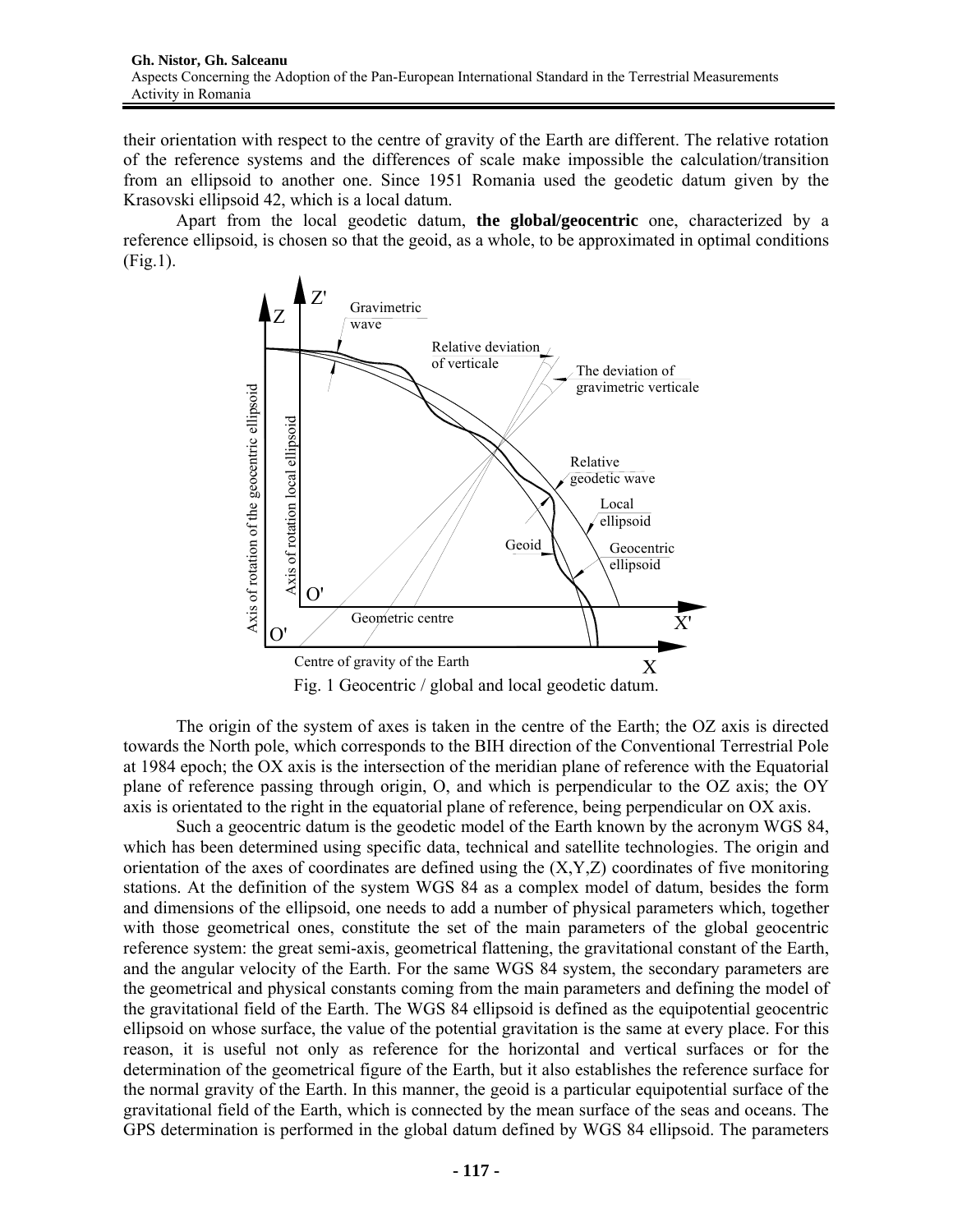their orientation with respect to the centre of gravity of the Earth are different. The relative rotation of the reference systems and the differences of scale make impossible the calculation/transition from an ellipsoid to another one. Since 1951 Romania used the geodetic datum given by the Krasovski ellipsoid 42, which is a local datum.

Apart from the local geodetic datum, **the global/geocentric** one, characterized by a reference ellipsoid, is chosen so that the geoid, as a whole, to be approximated in optimal conditions (Fig.1).

Fig. 1 Geocentric / global and local geodetic datum.

The origin of the system of axes is taken in the centre of the Earth; the OZ axis is directed towards the North pole, which corresponds to the BIH direction of the Conventional Terrestrial Pole at 1984 epoch; the OX axis is the intersection of the meridian plane of reference with the Equatorial plane of reference passing through origin, O, and which is perpendicular to the OZ axis; the OY axis is orientated to the right in the equatorial plane of reference, being perpendicular on OX axis.

Such a geocentric datum is the geodetic model of the Earth known by the acronym WGS 84, which has been determined using specific data, technical and satellite technologies. The origin and orientation of the axes of coordinates are defined using the (X,Y,Z) coordinates of five monitoring stations. At the definition of the system WGS 84 as a complex model of datum, besides the form and dimensions of the ellipsoid, one needs to add a number of physical parameters which, together with those geometrical ones, constitute the set of the main parameters of the global geocentric reference system: the great semi-axis, geometrical flattening, the gravitational constant of the Earth, and the angular velocity of the Earth. For the same WGS 84 system, the secondary parameters are the geometrical and physical constants coming from the main parameters and defining the model of the gravitational field of the Earth. The WGS 84 ellipsoid is defined as the equipotential geocentric ellipsoid on whose surface, the value of the potential gravitation is the same at every place. For this reason, it is useful not only as reference for the horizontal and vertical surfaces or for the determination of the geometrical figure of the Earth, but it also establishes the reference surface for the normal gravity of the Earth. In this manner, the geoid is a particular equipotential surface of the gravitational field of the Earth, which is connected by the mean surface of the seas and oceans. The GPS determination is performed in the global datum defined by WGS 84 ellipsoid. The parameters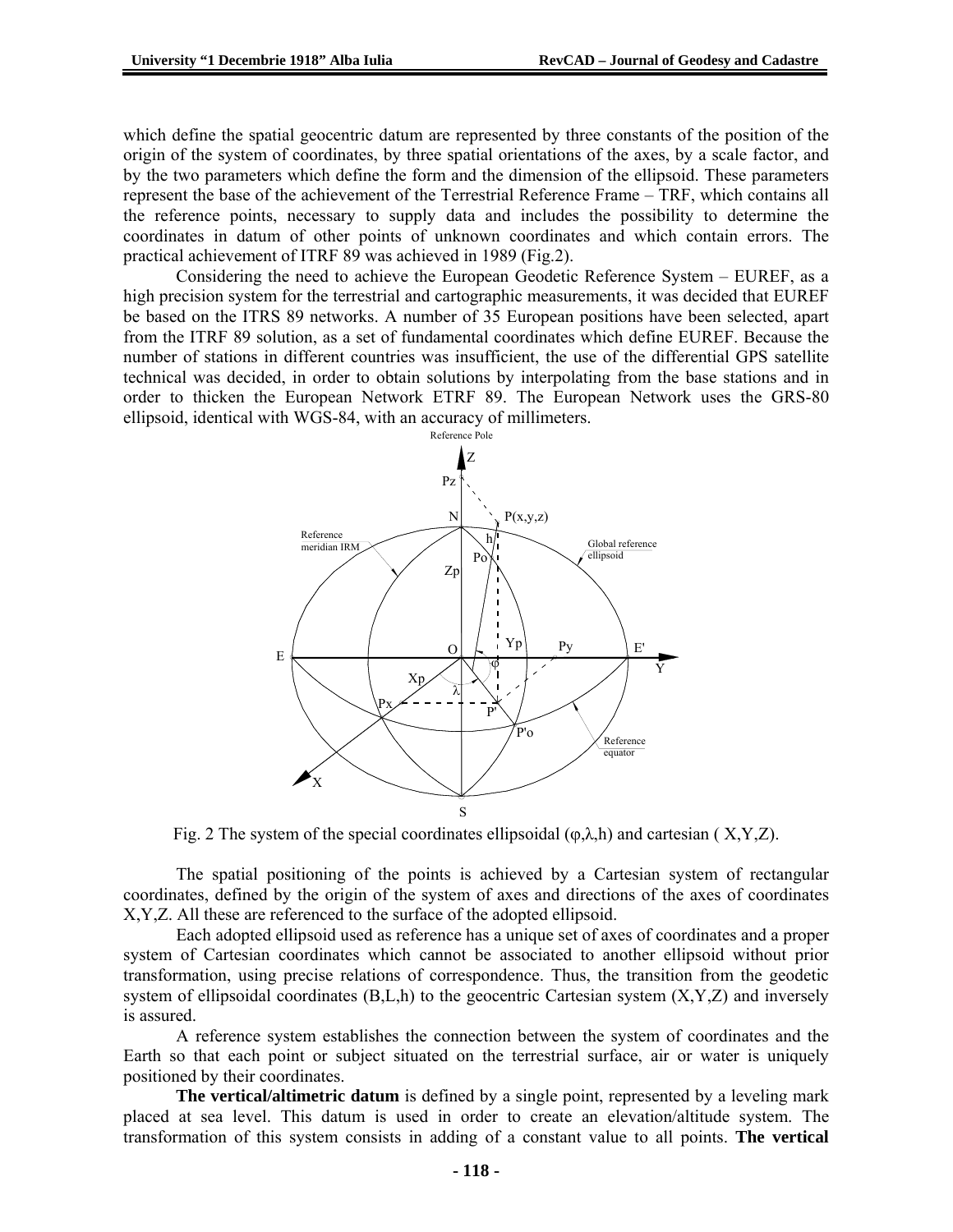which define the spatial geocentric datum are represented by three constants of the position of the origin of the system of coordinates, by three spatial orientations of the axes, by a scale factor, and by the two parameters which define the form and the dimension of the ellipsoid. These parameters represent the base of the achievement of the Terrestrial Reference Frame – TRF, which contains all the reference points, necessary to supply data and includes the possibility to determine the coordinates in datum of other points of unknown coordinates and which contain errors. The practical achievement of ITRF 89 was achieved in 1989 (Fig.2).

Considering the need to achieve the European Geodetic Reference System – EUREF, as a high precision system for the terrestrial and cartographic measurements, it was decided that EUREF be based on the ITRS 89 networks. A number of 35 European positions have been selected, apart from the ITRF 89 solution, as a set of fundamental coordinates which define EUREF. Because the number of stations in different countries was insufficient, the use of the differential GPS satellite technical was decided, in order to obtain solutions by interpolating from the base stations and in order to thicken the European Network ETRF 89. The European Network uses the GRS-80 ellipsoid, identical with WGS-84, with an accuracy of millimeters.

Fig. 2 The system of the special coordinates ellipsoidal ($\varphi,\lambda,h$) and cartesian ( X,Y,Z).

The spatial positioning of the points is achieved by a Cartesian system of rectangular coordinates, defined by the origin of the system of axes and directions of the axes of coordinates X,Y,Z. All these are referenced to the surface of the adopted ellipsoid.

Each adopted ellipsoid used as reference has a unique set of axes of coordinates and a proper system of Cartesian coordinates which cannot be associated to another ellipsoid without prior transformation, using precise relations of correspondence. Thus, the transition from the geodetic system of ellipsoidal coordinates (B,L,h) to the geocentric Cartesian system (X,Y,Z) and inversely is assured.

A reference system establishes the connection between the system of coordinates and the Earth so that each point or subject situated on the terrestrial surface, air or water is uniquely positioned by their coordinates.

**The vertical/altimetric datum** is defined by a single point, represented by a leveling mark placed at sea level. This datum is used in order to create an elevation/altitude system. The transformation of this system consists in adding of a constant value to all points. **The vertical**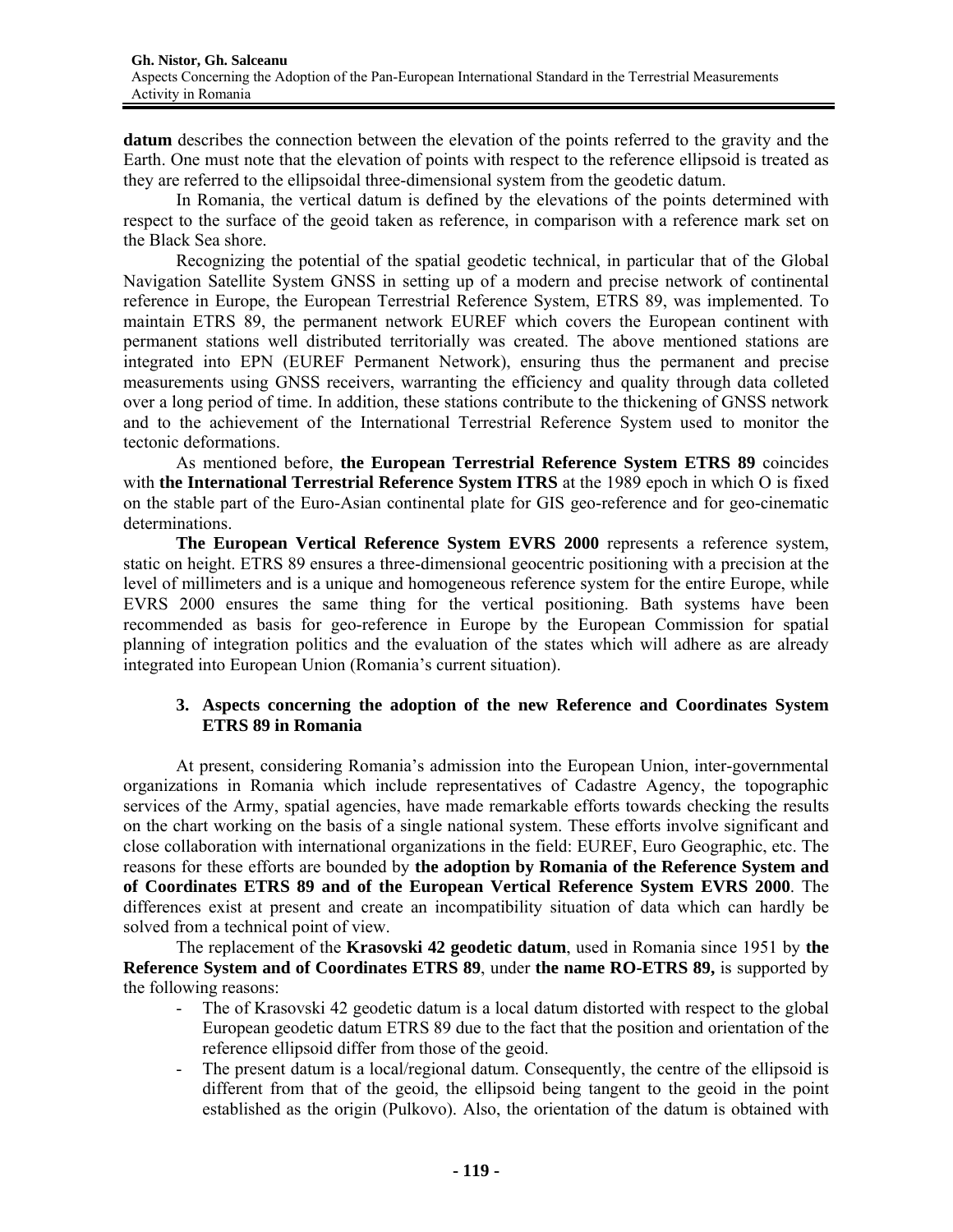**datum** describes the connection between the elevation of the points referred to the gravity and the Earth. One must note that the elevation of points with respect to the reference ellipsoid is treated as they are referred to the ellipsoidal three-dimensional system from the geodetic datum.

In Romania, the vertical datum is defined by the elevations of the points determined with respect to the surface of the geoid taken as reference, in comparison with a reference mark set on the Black Sea shore.

Recognizing the potential of the spatial geodetic technical, in particular that of the Global Navigation Satellite System GNSS in setting up of a modern and precise network of continental reference in Europe, the European Terrestrial Reference System, ETRS 89, was implemented. To maintain ETRS 89, the permanent network EUREF which covers the European continent with permanent stations well distributed territorially was created. The above mentioned stations are integrated into EPN (EUREF Permanent Network), ensuring thus the permanent and precise measurements using GNSS receivers, warranting the efficiency and quality through data colleted over a long period of time. In addition, these stations contribute to the thickening of GNSS network and to the achievement of the International Terrestrial Reference System used to monitor the tectonic deformations.

As mentioned before, **the European Terrestrial Reference System ETRS 89** coincides with **the International Terrestrial Reference System ITRS** at the 1989 epoch in which O is fixed on the stable part of the Euro-Asian continental plate for GIS geo-reference and for geo-cinematic determinations.

**The European Vertical Reference System EVRS 2000** represents a reference system, static on height. ETRS 89 ensures a three-dimensional geocentric positioning with a precision at the level of millimeters and is a unique and homogeneous reference system for the entire Europe, while EVRS 2000 ensures the same thing for the vertical positioning. Bath systems have been recommended as basis for geo-reference in Europe by the European Commission for spatial planning of integration politics and the evaluation of the states which will adhere as are already integrated into European Union (Romania's current situation).

## 3. Aspects concerning the adoption of the new Reference and Coordinates System ETRS 89 in Romania

At present, considering Romania's admission into the European Union, inter-governmental organizations in Romania which include representatives of Cadastre Agency, the topographic services of the Army, spatial agencies, have made remarkable efforts towards checking the results on the chart working on the basis of a single national system. These efforts involve significant and close collaboration with international organizations in the field: EUREF, Euro Geographic, etc. The reasons for these efforts are bounded by **the adoption by Romania of the Reference System and of Coordinates ETRS 89 and of the European Vertical Reference System EVRS 2000**. The differences exist at present and create an incompatibility situation of data which can hardly be solved from a technical point of view.

The replacement of the **Krasovski 42 geodetic datum**, used in Romania since 1951 by **the Reference System and of Coordinates ETRS 89**, under **the name RO-ETRS 89,** is supported by the following reasons:

- The of Krasovski 42 geodetic datum is a local datum distorted with respect to the global European geodetic datum ETRS 89 due to the fact that the position and orientation of the reference ellipsoid differ from those of the geoid.
- The present datum is a local/regional datum. Consequently, the centre of the ellipsoid is different from that of the geoid, the ellipsoid being tangent to the geoid in the point established as the origin (Pulkovo). Also, the orientation of the datum is obtained with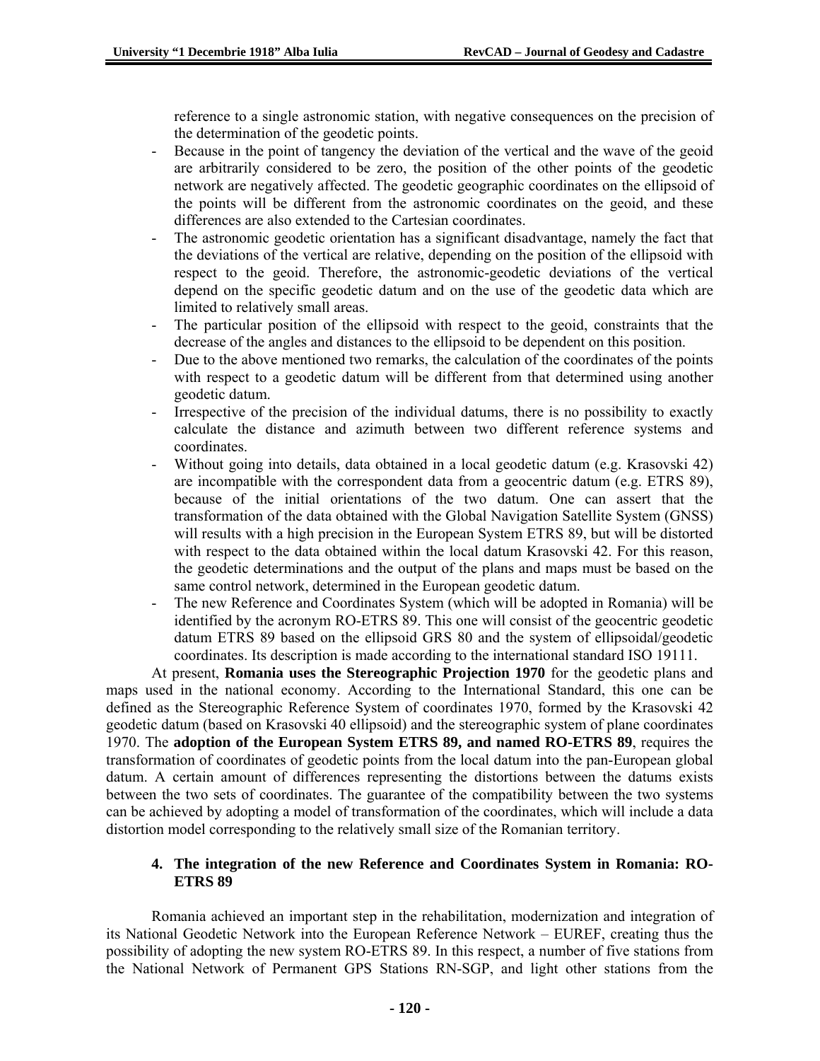reference to a single astronomic station, with negative consequences on the precision of the determination of the geodetic points.

- Because in the point of tangency the deviation of the vertical and the wave of the geoid are arbitrarily considered to be zero, the position of the other points of the geodetic network are negatively affected. The geodetic geographic coordinates on the ellipsoid of the points will be different from the astronomic coordinates on the geoid, and these differences are also extended to the Cartesian coordinates.
- The astronomic geodetic orientation has a significant disadvantage, namely the fact that the deviations of the vertical are relative, depending on the position of the ellipsoid with respect to the geoid. Therefore, the astronomic-geodetic deviations of the vertical depend on the specific geodetic datum and on the use of the geodetic data which are limited to relatively small areas.
- The particular position of the ellipsoid with respect to the geoid, constraints that the decrease of the angles and distances to the ellipsoid to be dependent on this position.
- Due to the above mentioned two remarks, the calculation of the coordinates of the points with respect to a geodetic datum will be different from that determined using another geodetic datum.
- Irrespective of the precision of the individual datums, there is no possibility to exactly calculate the distance and azimuth between two different reference systems and coordinates.
- Without going into details, data obtained in a local geodetic datum (e.g. Krasovski 42) are incompatible with the correspondent data from a geocentric datum (e.g. ETRS 89), because of the initial orientations of the two datum. One can assert that the transformation of the data obtained with the Global Navigation Satellite System (GNSS) will results with a high precision in the European System ETRS 89, but will be distorted with respect to the data obtained within the local datum Krasovski 42. For this reason, the geodetic determinations and the output of the plans and maps must be based on the same control network, determined in the European geodetic datum.
- The new Reference and Coordinates System (which will be adopted in Romania) will be identified by the acronym RO-ETRS 89. This one will consist of the geocentric geodetic datum ETRS 89 based on the ellipsoid GRS 80 and the system of ellipsoidal/geodetic coordinates. Its description is made according to the international standard ISO 19111.

At present, **Romania uses the Stereographic Projection 1970** for the geodetic plans and maps used in the national economy. According to the International Standard, this one can be defined as the Stereographic Reference System of coordinates 1970, formed by the Krasovski 42 geodetic datum (based on Krasovski 40 ellipsoid) and the stereographic system of plane coordinates 1970. The **adoption of the European System ETRS 89, and named RO-ETRS 89**, requires the transformation of coordinates of geodetic points from the local datum into the pan-European global datum. A certain amount of differences representing the distortions between the datums exists between the two sets of coordinates. The guarantee of the compatibility between the two systems can be achieved by adopting a model of transformation of the coordinates, which will include a data distortion model corresponding to the relatively small size of the Romanian territory.

## 4. The integration of the new Reference and Coordinates System in Romania: RO-ETRS 89

Romania achieved an important step in the rehabilitation, modernization and integration of its National Geodetic Network into the European Reference Network – EUREF, creating thus the possibility of adopting the new system RO-ETRS 89. In this respect, a number of five stations from the National Network of Permanent GPS Stations RN-SGP, and light other stations from the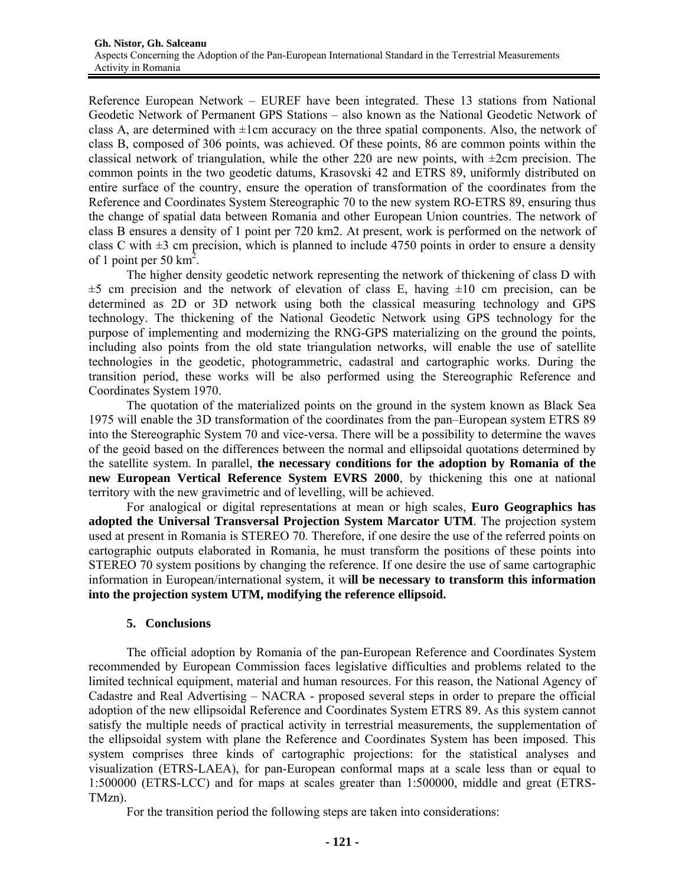Reference European Network – EUREF have been integrated. These 13 stations from National Geodetic Network of Permanent GPS Stations – also known as the National Geodetic Network of class A, are determined with ±1cm accuracy on the three spatial components. Also, the network of class B, composed of 306 points, was achieved. Of these points, 86 are common points within the classical network of triangulation, while the other 220 are new points, with ±2cm precision. The common points in the two geodetic datums, Krasovski 42 and ETRS 89, uniformly distributed on entire surface of the country, ensure the operation of transformation of the coordinates from the Reference and Coordinates System Stereographic 70 to the new system RO-ETRS 89, ensuring thus the change of spatial data between Romania and other European Union countries. The network of class B ensures a density of 1 point per 720 km2. At present, work is performed on the network of class C with ±3 cm precision, which is planned to include 4750 points in order to ensure a density of 1 point per 50 $km^2$.

The higher density geodetic network representing the network of thickening of class D with ±5 cm precision and the network of elevation of class E, having ±10 cm precision, can be determined as 2D or 3D network using both the classical measuring technology and GPS technology. The thickening of the National Geodetic Network using GPS technology for the purpose of implementing and modernizing the RNG-GPS materializing on the ground the points, including also points from the old state triangulation networks, will enable the use of satellite technologies in the geodetic, photogrammetric, cadastral and cartographic works. During the transition period, these works will be also performed using the Stereographic Reference and Coordinates System 1970.

The quotation of the materialized points on the ground in the system known as Black Sea 1975 will enable the 3D transformation of the coordinates from the pan–European system ETRS 89 into the Stereographic System 70 and vice-versa. There will be a possibility to determine the waves of the geoid based on the differences between the normal and ellipsoidal quotations determined by the satellite system. In parallel, **the necessary conditions for the adoption by Romania of the new European Vertical Reference System EVRS 2000**, by thickening this one at national territory with the new gravimetric and of levelling, will be achieved.

For analogical or digital representations at mean or high scales, **Euro Geographics has adopted the Universal Transversal Projection System Marcator UTM**. The projection system used at present in Romania is STEREO 70. Therefore, if one desire the use of the referred points on cartographic outputs elaborated in Romania, he must transform the positions of these points into STEREO 70 system positions by changing the reference. If one desire the use of same cartographic information in European/international system, it w**ill be necessary to transform this information into the projection system UTM, modifying the reference ellipsoid.**

## 5. Conclusions

The official adoption by Romania of the pan-European Reference and Coordinates System recommended by European Commission faces legislative difficulties and problems related to the limited technical equipment, material and human resources. For this reason, the National Agency of Cadastre and Real Advertising – NACRA - proposed several steps in order to prepare the official adoption of the new ellipsoidal Reference and Coordinates System ETRS 89. As this system cannot satisfy the multiple needs of practical activity in terrestrial measurements, the supplementation of the ellipsoidal system with plane the Reference and Coordinates System has been imposed. This system comprises three kinds of cartographic projections: for the statistical analyses and visualization (ETRS-LAEA), for pan-European conformal maps at a scale less than or equal to 1:500000 (ETRS-LCC) and for maps at scales greater than 1:500000, middle and great (ETRS-TMzn).

For the transition period the following steps are taken into considerations: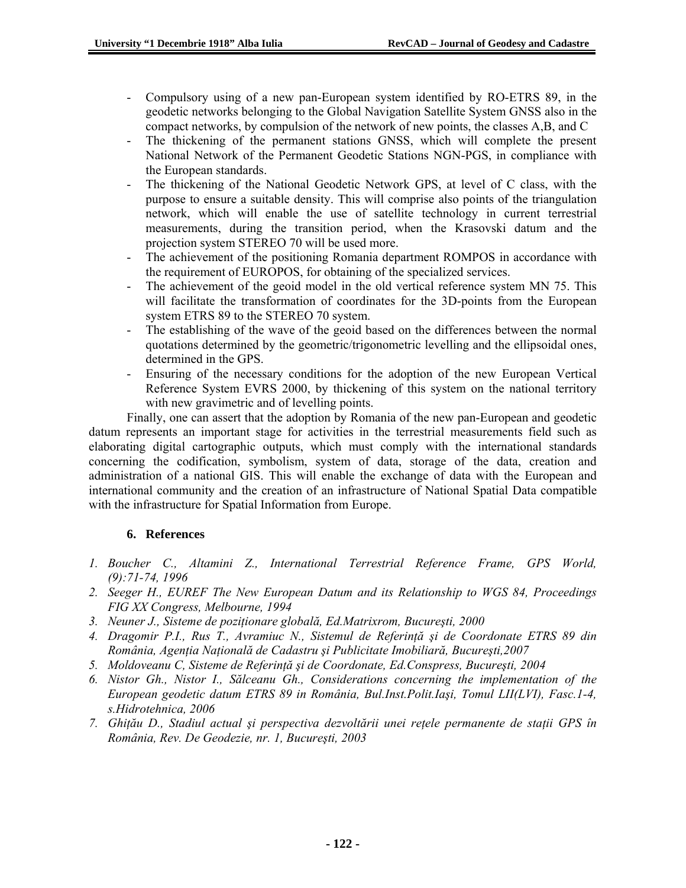- Compulsory using of a new pan-European system identified by RO-ETRS 89, in the geodetic networks belonging to the Global Navigation Satellite System GNSS also in the compact networks, by compulsion of the network of new points, the classes A,B, and C
- The thickening of the permanent stations GNSS, which will complete the present National Network of the Permanent Geodetic Stations NGN-PGS, in compliance with the European standards.
- The thickening of the National Geodetic Network GPS, at level of C class, with the purpose to ensure a suitable density. This will comprise also points of the triangulation network, which will enable the use of satellite technology in current terrestrial measurements, during the transition period, when the Krasovski datum and the projection system STEREO 70 will be used more.
- The achievement of the positioning Romania department ROMPOS in accordance with the requirement of EUROPOS, for obtaining of the specialized services.
- The achievement of the geoid model in the old vertical reference system MN 75. This will facilitate the transformation of coordinates for the 3D-points from the European system ETRS 89 to the STEREO 70 system.
- The establishing of the wave of the geoid based on the differences between the normal quotations determined by the geometric/trigonometric levelling and the ellipsoidal ones, determined in the GPS.
- Ensuring of the necessary conditions for the adoption of the new European Vertical Reference System EVRS 2000, by thickening of this system on the national territory with new gravimetric and of levelling points.

Finally, one can assert that the adoption by Romania of the new pan-European and geodetic datum represents an important stage for activities in the terrestrial measurements field such as elaborating digital cartographic outputs, which must comply with the international standards concerning the codification, symbolism, system of data, storage of the data, creation and administration of a national GIS. This will enable the exchange of data with the European and international community and the creation of an infrastructure of National Spatial Data compatible with the infrastructure for Spatial Information from Europe.

## 6. References

1. *Boucher C., Altamini Z., International Terrestrial Reference Frame, GPS World, (9):71-74, 1996*
2. *Seeger H., EUREF The New European Datum and its Relationship to WGS 84, Proceedings FIG XX Congress, Melbourne, 1994*
3. *Neuner J., Sisteme de poziționare globală, Ed.Matrixrom, Bucureşti, 2000*
4. *Dragomir P.I., Rus T., Avramiuc N., Sistemul de Referință şi de Coordonate ETRS 89 din România, Agenția Națională de Cadastru şi Publicitate Imobiliară, Bucureşti,2007*
5. *Moldoveanu C, Sisteme de Referință şi de Coordonate, Ed.Conspress, Bucureşti, 2004*
6. *Nistor Gh., Nistor I., Sălceanu Gh., Considerations concerning the implementation of the European geodetic datum ETRS 89 in România, Bul.Inst.Polit.Iaşi, Tomul LII(LVI), Fasc.1-4, s.Hidrotehnica, 2006*
7. *Ghițău D., Stadiul actual şi perspectiva dezvoltării unei reţele permanente de stații GPS în România, Rev. De Geodezie, nr. 1, Bucureşti, 2003*